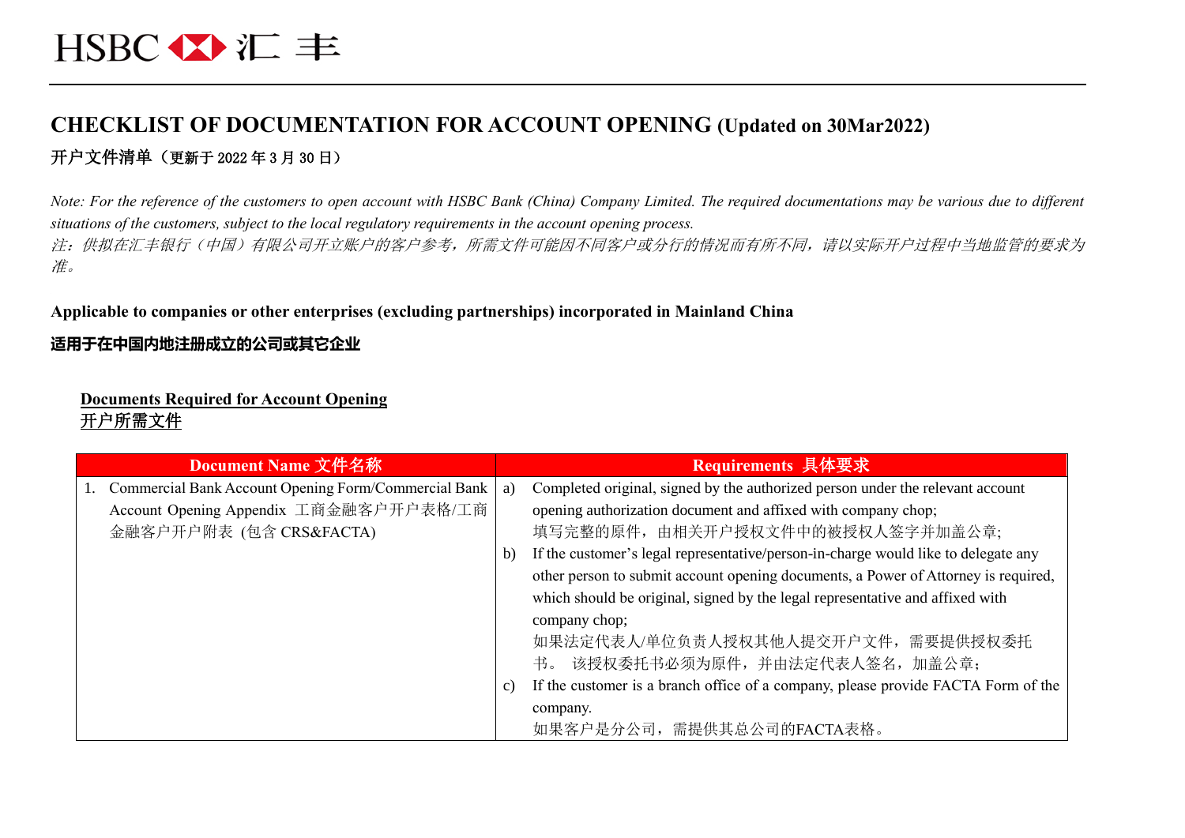HSBC 汇丰

# CHECKLIST OF DOCUMENTATION FOR ACCOUNT OPENING (Updated on 30Mar2022)

## 开户文件清单（更新于 2022 年 3 月 30 日）

*Note: For the reference of the customers to open account with HSBC Bank (China) Company Limited. The required documentations may be various due to different situations of the customers, subject to the local regulatory requirements in the account opening process.*
*注：供拟在汇丰银行（中国）有限公司开立账户的客户参考，所需文件可能因不同客户或分行的情况而有所不同，请以实际开户过程中当地监管的要求为准。*

**Applicable to companies or other enterprises (excluding partnerships) incorporated in Mainland China**

**适用于在中国内地注册成立的公司或其它企业**

**Documents Required for Account Opening**
**开户所需文件**

| Document Name 文件名称 | Requirements 具体要求 |
|---|---|
| 1. Commercial Bank Account Opening Form/Commercial Bank Account Opening Appendix 工商金融客户开户表格/工商金融客户开户附表 (包含 CRS&FACTA) | a) Completed original, signed by the authorized person under the relevant account opening authorization document and affixed with company chop;<br>填写完整的原件，由相关开户授权文件中的被授权人签字并加盖公章;<br>b) If the customer's legal representative/person-in-charge would like to delegate any other person to submit account opening documents, a Power of Attorney is required, which should be original, signed by the legal representative and affixed with company chop;<br>如果法定代表人/单位负责人授权其他人提交开户文件，需要提供授权委托书。 该授权委托书必须为原件，并由法定代表人签名，加盖公章;<br>c) If the customer is a branch office of a company, please provide FACTA Form of the company.<br>如果客户是分公司，需提供其总公司的FACTA表格。 |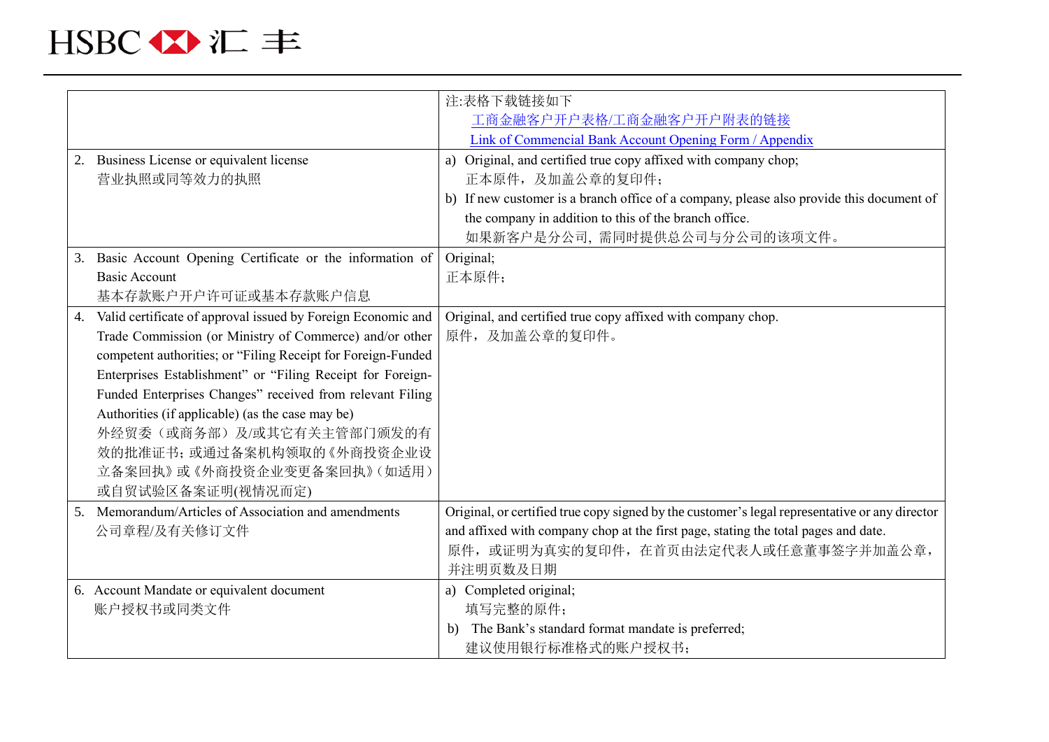| | |
|---|---|
| | 注:表格下载链接如下<br>[工商金融客户开户表格/工商金融客户开户附表的链接]<br>[Link of Commercial Bank Account Opening Form / Appendix] |
| 2. Business License or equivalent license<br>营业执照或同等效力的执照 | a) Original, and certified true copy affixed with company chop;<br>正本原件，及加盖公章的复印件；<br>b) If new customer is a branch office of a company, please also provide this document of the company in addition to this of the branch office.<br>如果新客户是分公司，需同时提供总公司与分公司的该项文件。 |
| 3. Basic Account Opening Certificate or the information of Basic Account<br>基本存款账户开户许可证或基本存款账户信息 | Original;<br>正本原件； |
| 4. Valid certificate of approval issued by Foreign Economic and Trade Commission (or Ministry of Commerce) and/or other competent authorities; or “Filing Receipt for Foreign-Funded Enterprises Establishment” or “Filing Receipt for Foreign-Funded Enterprises Changes” received from relevant Filing Authorities (if applicable) (as the case may be)<br>外经贸委（或商务部）及/或其它有关主管部门颁发的有效的批准证书；或通过备案机构领取的《外商投资企业设立备案回执》或《外商投资企业变更备案回执》（如适用）或自贸试验区备案证明(视情况而定) | Original, and certified true copy affixed with company chop.<br>原件，及加盖公章的复印件。 |
| 5. Memorandum/Articles of Association and amendments<br>公司章程/及有关修订文件 | Original, or certified true copy signed by the customer’s legal representative or any director and affixed with company chop at the first page, stating the total pages and date.<br>原件，或证明为真实的复印件，在首页由法定代表人或任意董事签字并加盖公章，并注明页数及日期 |
| 6. Account Mandate or equivalent document<br>账户授权书或同类文件 | a) Completed original;<br>填写完整的原件；<br>b) The Bank’s standard format mandate is preferred;<br>建议使用银行标准格式的账户授权书； |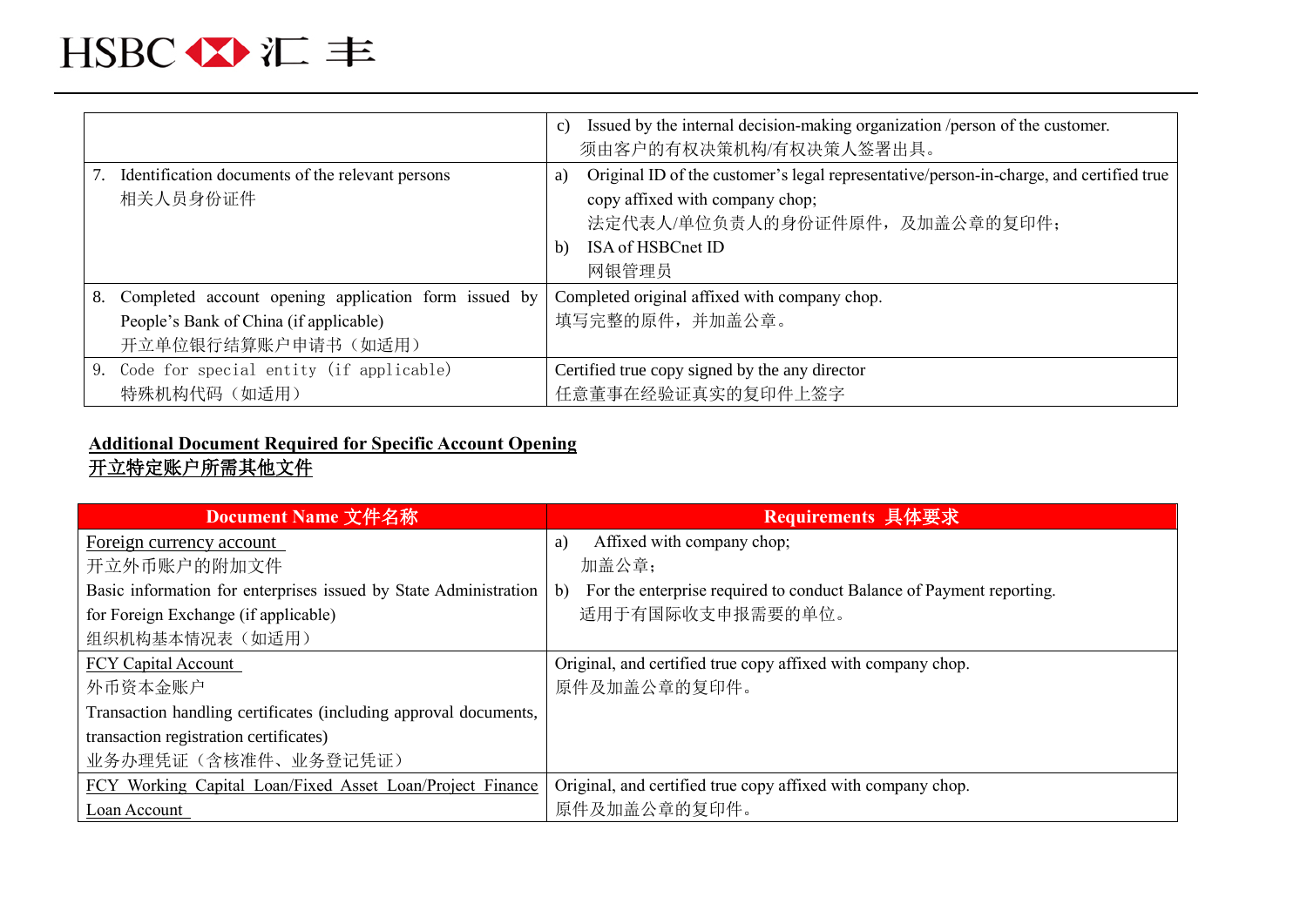| | |
|---|---|
| | c) Issued by the internal decision-making organization /person of the customer.<br>须由客户的有权决策机构/有权决策人签署出具。 |
| 7. Identification documents of the relevant persons<br>相关人员身份证件 | a) Original ID of the customer's legal representative/person-in-charge, and certified true copy affixed with company chop;<br>法定代表人/单位负责人的身份证件原件，及加盖公章的复印件；<br>b) ISA of HSBCnet ID<br>网银管理员 |
| 8. Completed account opening application form issued by People's Bank of China (if applicable)<br>开立单位银行结算账户申请书（如适用） | Completed original affixed with company chop.<br>填写完整的原件，并加盖公章。 |
| 9. Code for special entity (if applicable)<br>特殊机构代码（如适用） | Certified true copy signed by the any director<br>任意董事在经验证真实的复印件上签字 |

**Additional Document Required for Specific Account Opening**
**开立特定账户所需其他文件**

| Document Name 文件名称 | Requirements 具体要求 |
|---|---|
| Foreign currency account<br>开立外币账户的附加文件<br>Basic information for enterprises issued by State Administration for Foreign Exchange (if applicable)<br>组织机构基本情况表（如适用） | a) Affixed with company chop;<br>加盖公章；<br>b) For the enterprise required to conduct Balance of Payment reporting.<br>适用于有国际收支申报需要的单位。 |
| FCY Capital Account<br>外币资本金账户<br>Transaction handling certificates (including approval documents, transaction registration certificates)<br>业务办理凭证（含核准件、业务登记凭证） | Original, and certified true copy affixed with company chop.<br>原件及加盖公章的复印件。 |
| FCY Working Capital Loan/Fixed Asset Loan/Project Finance Loan Account | Original, and certified true copy affixed with company chop.<br>原件及加盖公章的复印件。 |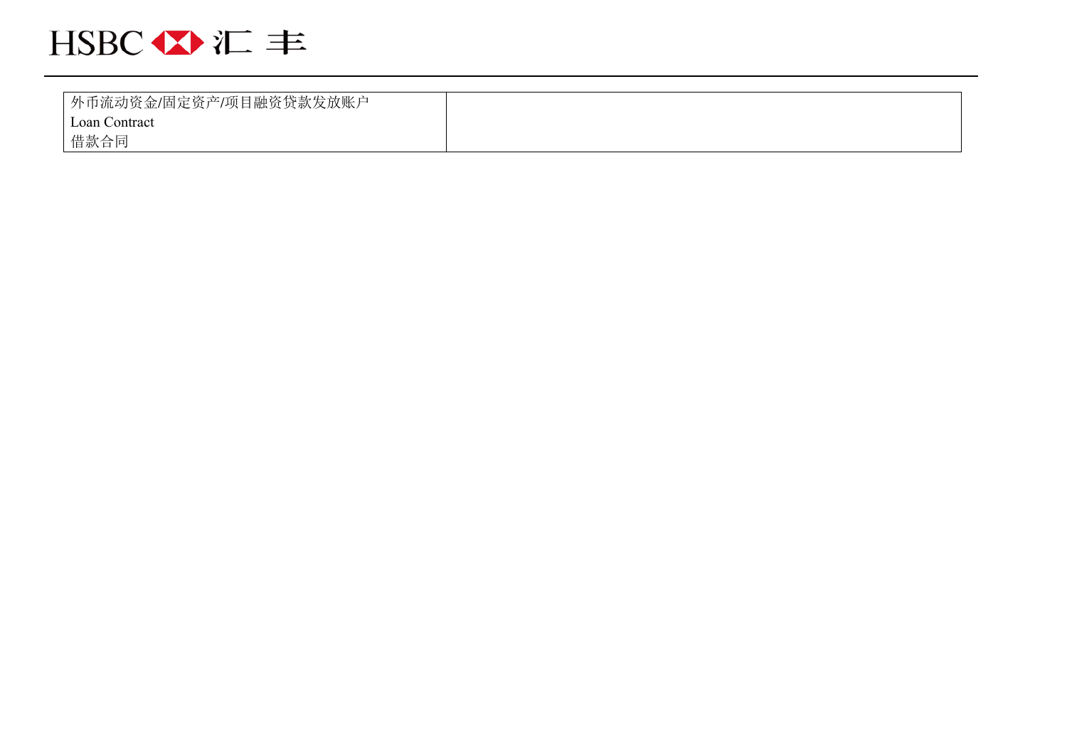| | |
|---|---|
| 外币流动资金/固定资产/项目融资贷款发放账户<br>Loan Contract<br>借款合同 | |